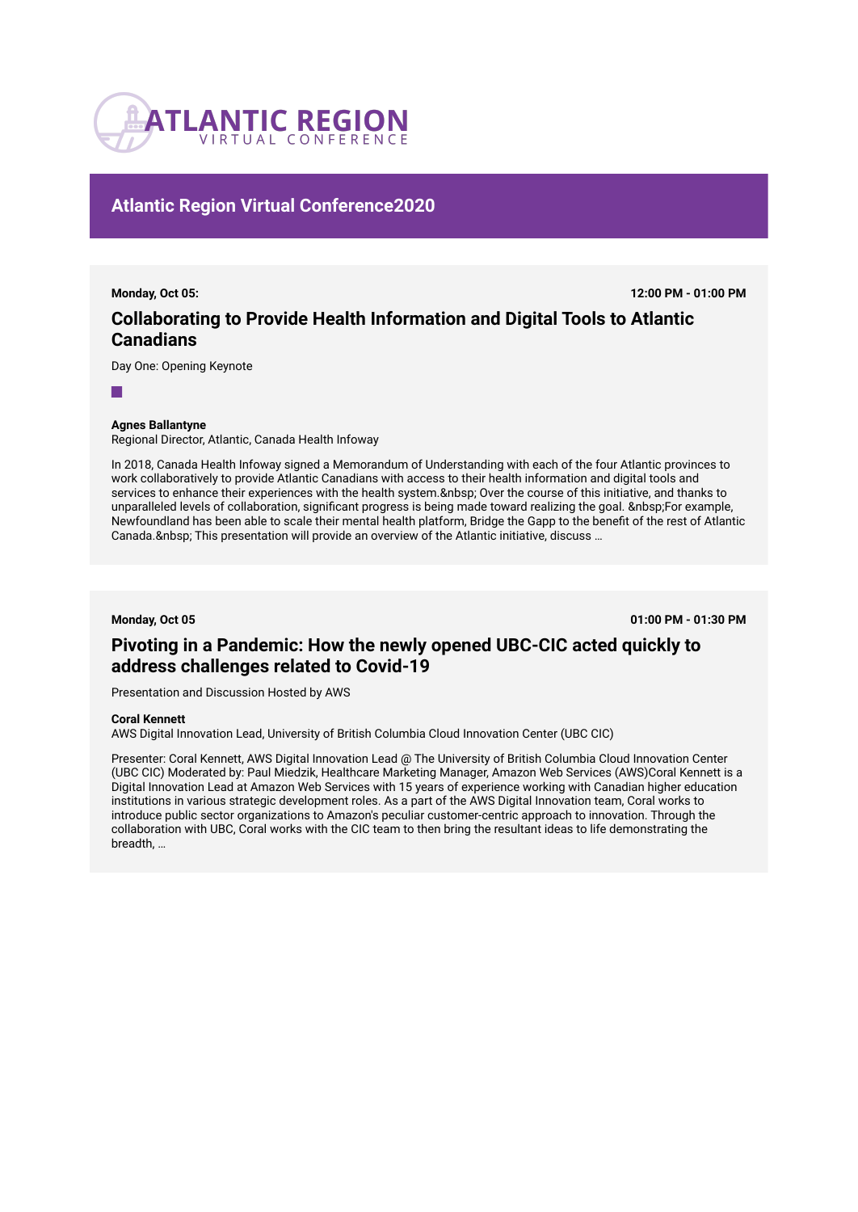# ATLANTIC REGION VIRTUAL CONFERENCE

## Atlantic Region Virtual Conference2020

**Monday, Oct 05:** **12:00 PM - 01:00 PM**

### Collaborating to Provide Health Information and Digital Tools to Atlantic Canadians

Day One: Opening Keynote

**Agnes Ballantyne**
Regional Director, Atlantic, Canada Health Infoway

In 2018, Canada Health Infoway signed a Memorandum of Understanding with each of the four Atlantic provinces to work collaboratively to provide Atlantic Canadians with access to their health information and digital tools and services to enhance their experiences with the health system.&nbsp; Over the course of this initiative, and thanks to unparalleled levels of collaboration, significant progress is being made toward realizing the goal. &nbsp;For example, Newfoundland has been able to scale their mental health platform, Bridge the Gapp to the benefit of the rest of Atlantic Canada.&nbsp; This presentation will provide an overview of the Atlantic initiative, discuss …

**Monday, Oct 05** **01:00 PM - 01:30 PM**

### Pivoting in a Pandemic: How the newly opened UBC-CIC acted quickly to address challenges related to Covid-19

Presentation and Discussion Hosted by AWS

**Coral Kennett**
AWS Digital Innovation Lead, University of British Columbia Cloud Innovation Center (UBC CIC)

Presenter: Coral Kennett, AWS Digital Innovation Lead @ The University of British Columbia Cloud Innovation Center (UBC CIC) Moderated by: Paul Miedzik, Healthcare Marketing Manager, Amazon Web Services (AWS)Coral Kennett is a Digital Innovation Lead at Amazon Web Services with 15 years of experience working with Canadian higher education institutions in various strategic development roles. As a part of the AWS Digital Innovation team, Coral works to introduce public sector organizations to Amazon's peculiar customer-centric approach to innovation. Through the collaboration with UBC, Coral works with the CIC team to then bring the resultant ideas to life demonstrating the breadth, …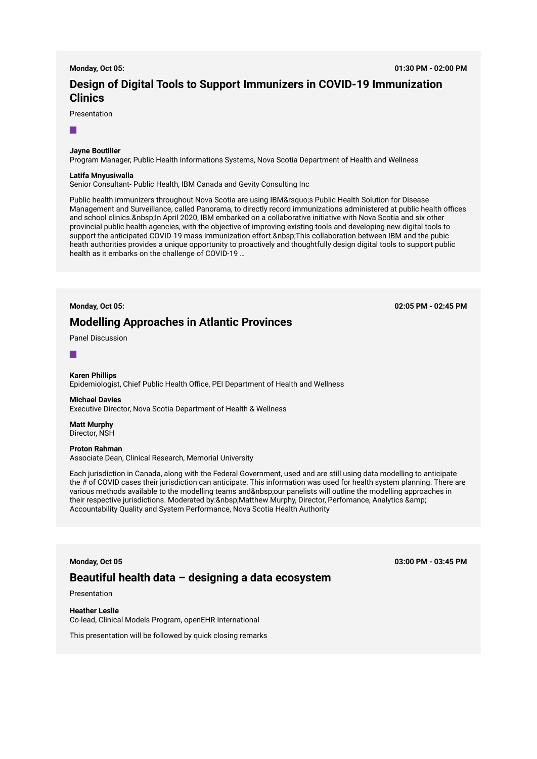**Monday, Oct 05:** **01:30 PM - 02:00 PM**

## Design of Digital Tools to Support Immunizers in COVID-19 Immunization Clinics

Presentation

**Jayne Boutilier**
Program Manager, Public Health Informations Systems, Nova Scotia Department of Health and Wellness

**Latifa Mnyusiwalla**
Senior Consultant- Public Health, IBM Canada and Gevity Consulting Inc

Public health immunizers throughout Nova Scotia are using IBM&rsquo;s Public Health Solution for Disease Management and Surveillance, called Panorama, to directly record immunizations administered at public health offices and school clinics.&nbsp;In April 2020, IBM embarked on a collaborative initiative with Nova Scotia and six other provincial public health agencies, with the objective of improving existing tools and developing new digital tools to support the anticipated COVID-19 mass immunization effort.&nbsp;This collaboration between IBM and the pubic heath authorities provides a unique opportunity to proactively and thoughtfully design digital tools to support public health as it embarks on the challenge of COVID-19 …

**Monday, Oct 05:** **02:05 PM - 02:45 PM**

## Modelling Approaches in Atlantic Provinces

Panel Discussion

**Karen Phillips**
Epidemiologist, Chief Public Health Office, PEI Department of Health and Wellness

**Michael Davies**
Executive Director, Nova Scotia Department of Health & Wellness

**Matt Murphy**
Director, NSH

**Proton Rahman**
Associate Dean, Clinical Research, Memorial University

Each jurisdiction in Canada, along with the Federal Government, used and are still using data modelling to anticipate the # of COVID cases their jurisdiction can anticipate. This information was used for health system planning. There are various methods available to the modelling teams and&nbsp;our panelists will outline the modelling approaches in their respective jurisdictions. Moderated by:&nbsp;Matthew Murphy, Director, Perfomance, Analytics &amp; Accountability Quality and System Performance, Nova Scotia Health Authority

**Monday, Oct 05** **03:00 PM - 03:45 PM**

## Beautiful health data – designing a data ecosystem

Presentation

**Heather Leslie**
Co-lead, Clinical Models Program, openEHR International

This presentation will be followed by quick closing remarks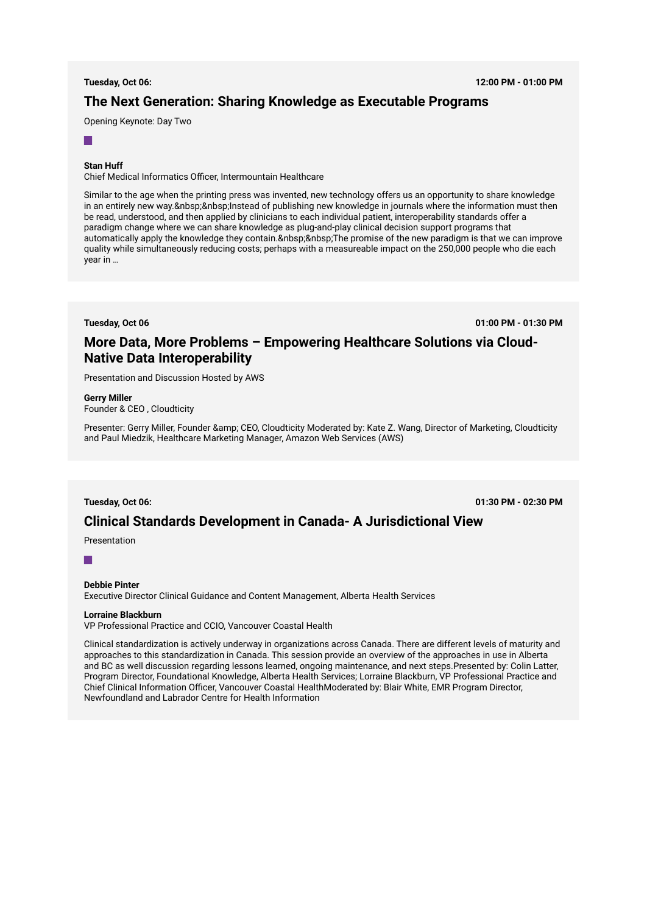**Tuesday, Oct 06:** **12:00 PM - 01:00 PM**

## The Next Generation: Sharing Knowledge as Executable Programs

Opening Keynote: Day Two

**Stan Huff**
Chief Medical Informatics Officer, Intermountain Healthcare

Similar to the age when the printing press was invented, new technology offers us an opportunity to share knowledge in an entirely new way.&nbsp;&nbsp;Instead of publishing new knowledge in journals where the information must then be read, understood, and then applied by clinicians to each individual patient, interoperability standards offer a paradigm change where we can share knowledge as plug-and-play clinical decision support programs that automatically apply the knowledge they contain.&nbsp;&nbsp;The promise of the new paradigm is that we can improve quality while simultaneously reducing costs; perhaps with a measureable impact on the 250,000 people who die each year in …

**Tuesday, Oct 06** **01:00 PM - 01:30 PM**

## More Data, More Problems – Empowering Healthcare Solutions via Cloud-Native Data Interoperability

Presentation and Discussion Hosted by AWS

**Gerry Miller**
Founder & CEO , Cloudticity

Presenter: Gerry Miller, Founder &amp; CEO, Cloudticity Moderated by: Kate Z. Wang, Director of Marketing, Cloudticity and Paul Miedzik, Healthcare Marketing Manager, Amazon Web Services (AWS)

**Tuesday, Oct 06:** **01:30 PM - 02:30 PM**

## Clinical Standards Development in Canada- A Jurisdictional View

Presentation

**Debbie Pinter**
Executive Director Clinical Guidance and Content Management, Alberta Health Services

**Lorraine Blackburn**
VP Professional Practice and CCIO, Vancouver Coastal Health

Clinical standardization is actively underway in organizations across Canada. There are different levels of maturity and approaches to this standardization in Canada. This session provide an overview of the approaches in use in Alberta and BC as well discussion regarding lessons learned, ongoing maintenance, and next steps.Presented by: Colin Latter, Program Director, Foundational Knowledge, Alberta Health Services; Lorraine Blackburn, VP Professional Practice and Chief Clinical Information Officer, Vancouver Coastal HealthModerated by: Blair White, EMR Program Director, Newfoundland and Labrador Centre for Health Information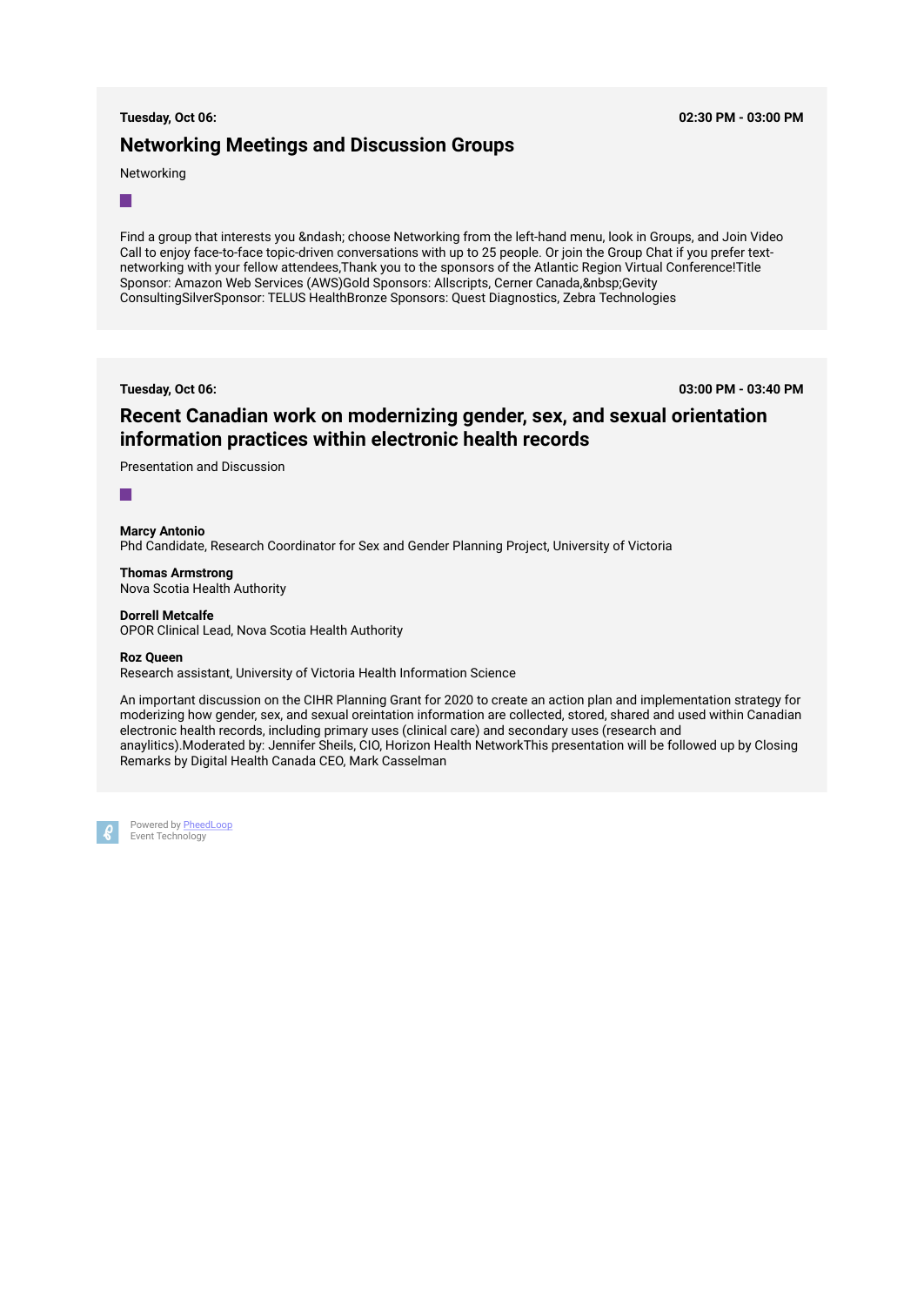**Tuesday, Oct 06:** **02:30 PM - 03:00 PM**

## Networking Meetings and Discussion Groups

Networking

Find a group that interests you &ndash; choose Networking from the left-hand menu, look in Groups, and Join Video Call to enjoy face-to-face topic-driven conversations with up to 25 people. Or join the Group Chat if you prefer text-networking with your fellow attendees,Thank you to the sponsors of the Atlantic Region Virtual Conference!Title Sponsor: Amazon Web Services (AWS)Gold Sponsors: Allscripts, Cerner Canada,&nbsp;Gevity ConsultingSilverSponsor: TELUS HealthBronze Sponsors: Quest Diagnostics, Zebra Technologies

**Tuesday, Oct 06:** **03:00 PM - 03:40 PM**

## Recent Canadian work on modernizing gender, sex, and sexual orientation information practices within electronic health records

Presentation and Discussion

**Marcy Antonio**
Phd Candidate, Research Coordinator for Sex and Gender Planning Project, University of Victoria

**Thomas Armstrong**
Nova Scotia Health Authority

**Dorrell Metcalfe**
OPOR Clinical Lead, Nova Scotia Health Authority

**Roz Queen**
Research assistant, University of Victoria Health Information Science

An important discussion on the CIHR Planning Grant for 2020 to create an action plan and implementation strategy for moderizing how gender, sex, and sexual oreintation information are collected, stored, shared and used within Canadian electronic health records, including primary uses (clinical care) and secondary uses (research and anaylitics).Moderated by: Jennifer Sheils, CIO, Horizon Health NetworkThis presentation will be followed up by Closing Remarks by Digital Health Canada CEO, Mark Casselman